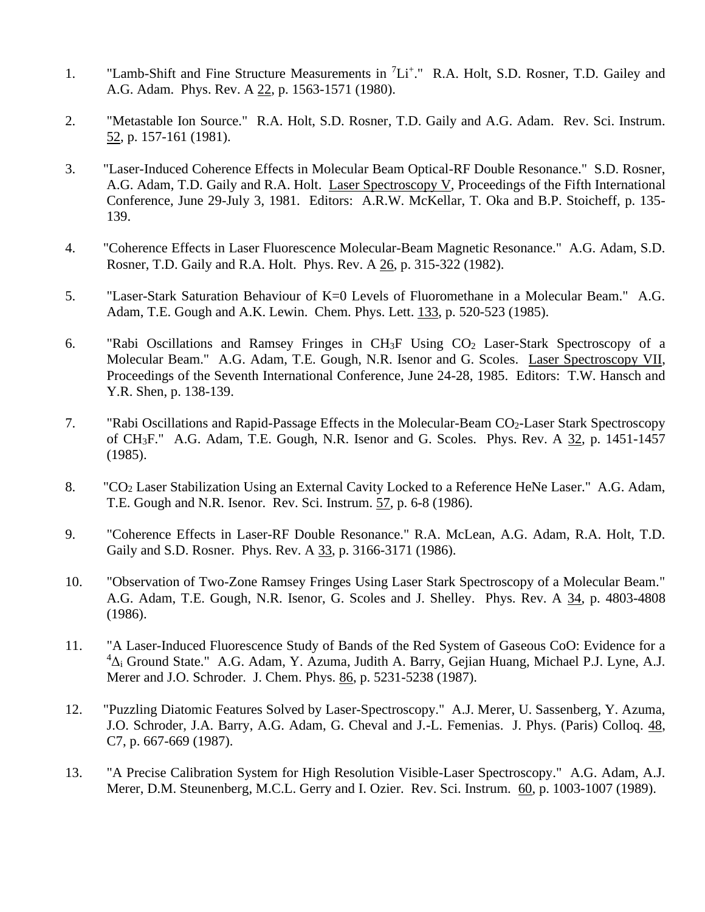1. "Lamb-Shift and Fine Structure Measurements in $^{7}Li^{+}$." R.A. Holt, S.D. Rosner, T.D. Gailey and A.G. Adam. Phys. Rev. A <u>22</u>, p. 1563-1571 (1980).

2. "Metastable Ion Source." R.A. Holt, S.D. Rosner, T.D. Gaily and A.G. Adam. Rev. Sci. Instrum. <u>52</u>, p. 157-161 (1981).

3. "Laser-Induced Coherence Effects in Molecular Beam Optical-RF Double Resonance." S.D. Rosner, A.G. Adam, T.D. Gaily and R.A. Holt. <u>Laser Spectroscopy V</u>, Proceedings of the Fifth International Conference, June 29-July 3, 1981. Editors: A.R.W. McKellar, T. Oka and B.P. Stoicheff, p. 135-139.

4. "Coherence Effects in Laser Fluorescence Molecular-Beam Magnetic Resonance." A.G. Adam, S.D. Rosner, T.D. Gaily and R.A. Holt. Phys. Rev. A <u>26</u>, p. 315-322 (1982).

5. "Laser-Stark Saturation Behaviour of K=0 Levels of Fluoromethane in a Molecular Beam." A.G. Adam, T.E. Gough and A.K. Lewin. Chem. Phys. Lett. <u>133</u>, p. 520-523 (1985).

6. "Rabi Oscillations and Ramsey Fringes in $CH_3F$ Using $CO_2$ Laser-Stark Spectroscopy of a Molecular Beam." A.G. Adam, T.E. Gough, N.R. Isenor and G. Scoles. <u>Laser Spectroscopy VII</u>, Proceedings of the Seventh International Conference, June 24-28, 1985. Editors: T.W. Hansch and Y.R. Shen, p. 138-139.

7. "Rabi Oscillations and Rapid-Passage Effects in the Molecular-Beam $CO_2$-Laser Stark Spectroscopy of $CH_3F$." A.G. Adam, T.E. Gough, N.R. Isenor and G. Scoles. Phys. Rev. A <u>32</u>, p. 1451-1457 (1985).

8. "$CO_2$ Laser Stabilization Using an External Cavity Locked to a Reference HeNe Laser." A.G. Adam, T.E. Gough and N.R. Isenor. Rev. Sci. Instrum. <u>57</u>, p. 6-8 (1986).

9. "Coherence Effects in Laser-RF Double Resonance." R.A. McLean, A.G. Adam, R.A. Holt, T.D. Gaily and S.D. Rosner. Phys. Rev. A <u>33</u>, p. 3166-3171 (1986).

10. "Observation of Two-Zone Ramsey Fringes Using Laser Stark Spectroscopy of a Molecular Beam." A.G. Adam, T.E. Gough, N.R. Isenor, G. Scoles and J. Shelley. Phys. Rev. A <u>34</u>, p. 4803-4808 (1986).

11. "A Laser-Induced Fluorescence Study of Bands of the Red System of Gaseous CoO: Evidence for a $^{4}\Delta_i$ Ground State." A.G. Adam, Y. Azuma, Judith A. Barry, Gejian Huang, Michael P.J. Lyne, A.J. Merer and J.O. Schroder. J. Chem. Phys. <u>86</u>, p. 5231-5238 (1987).

12. "Puzzling Diatomic Features Solved by Laser-Spectroscopy." A.J. Merer, U. Sassenberg, Y. Azuma, J.O. Schroder, J.A. Barry, A.G. Adam, G. Cheval and J.-L. Femenias. J. Phys. (Paris) Colloq. <u>48</u>, C7, p. 667-669 (1987).

13. "A Precise Calibration System for High Resolution Visible-Laser Spectroscopy." A.G. Adam, A.J. Merer, D.M. Steunenberg, M.C.L. Gerry and I. Ozier. Rev. Sci. Instrum. <u>60</u>, p. 1003-1007 (1989).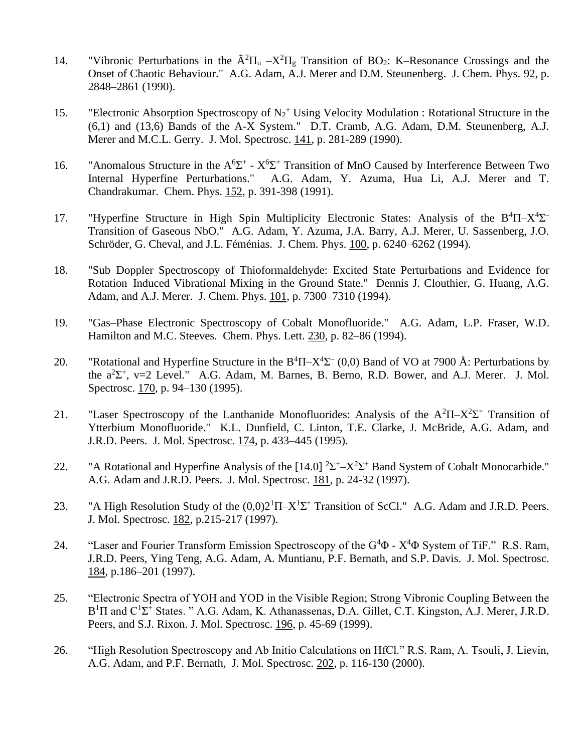14. "Vibronic Perturbations in the $\tilde{A}^2\Pi_u$ –$X^2\Pi_g$ Transition of $BO_2$: K–Resonance Crossings and the Onset of Chaotic Behaviour." A.G. Adam, A.J. Merer and D.M. Steunenberg. J. Chem. Phys. 92, p. 2848–2861 (1990).

15. "Electronic Absorption Spectroscopy of $N_2^+$ Using Velocity Modulation : Rotational Structure in the (6,1) and (13,6) Bands of the A-X System." D.T. Cramb, A.G. Adam, D.M. Steunenberg, A.J. Merer and M.C.L. Gerry. J. Mol. Spectrosc. 141, p. 281-289 (1990).

16. "Anomalous Structure in the $A^6\Sigma^+$ - $X^6\Sigma^+$ Transition of MnO Caused by Interference Between Two Internal Hyperfine Perturbations." A.G. Adam, Y. Azuma, Hua Li, A.J. Merer and T. Chandrakumar. Chem. Phys. 152, p. 391-398 (1991).

17. "Hyperfine Structure in High Spin Multiplicity Electronic States: Analysis of the $B^4\Pi$–$X^4\Sigma^-$ Transition of Gaseous NbO." A.G. Adam, Y. Azuma, J.A. Barry, A.J. Merer, U. Sassenberg, J.O. Schröder, G. Cheval, and J.L. Féménias. J. Chem. Phys. 100, p. 6240–6262 (1994).

18. "Sub–Doppler Spectroscopy of Thioformaldehyde: Excited State Perturbations and Evidence for Rotation–Induced Vibrational Mixing in the Ground State." Dennis J. Clouthier, G. Huang, A.G. Adam, and A.J. Merer. J. Chem. Phys. 101, p. 7300–7310 (1994).

19. "Gas–Phase Electronic Spectroscopy of Cobalt Monofluoride." A.G. Adam, L.P. Fraser, W.D. Hamilton and M.C. Steeves. Chem. Phys. Lett. 230, p. 82–86 (1994).

20. "Rotational and Hyperfine Structure in the $B^4\Pi$–$X^4\Sigma^-$ (0,0) Band of VO at 7900 Å: Perturbations by the $a^2\Sigma^+$, v=2 Level." A.G. Adam, M. Barnes, B. Berno, R.D. Bower, and A.J. Merer. J. Mol. Spectrosc. 170, p. 94–130 (1995).

21. "Laser Spectroscopy of the Lanthanide Monofluorides: Analysis of the $A^2\Pi$–$X^2\Sigma^+$ Transition of Ytterbium Monofluoride." K.L. Dunfield, C. Linton, T.E. Clarke, J. McBride, A.G. Adam, and J.R.D. Peers. J. Mol. Spectrosc. 174, p. 433–445 (1995).

22. "A Rotational and Hyperfine Analysis of the [14.0] $^2\Sigma^+$–$X^2\Sigma^+$ Band System of Cobalt Monocarbide." A.G. Adam and J.R.D. Peers. J. Mol. Spectrosc. 181, p. 24-32 (1997).

23. "A High Resolution Study of the (0,0)$2^1\Pi$–$X^1\Sigma^+$ Transition of ScCl." A.G. Adam and J.R.D. Peers. J. Mol. Spectrosc. 182, p.215-217 (1997).

24. "Laser and Fourier Transform Emission Spectroscopy of the $G^4\Phi$ - $X^4\Phi$ System of TiF." R.S. Ram, J.R.D. Peers, Ying Teng, A.G. Adam, A. Muntianu, P.F. Bernath, and S.P. Davis. J. Mol. Spectrosc. 184, p.186–201 (1997).

25. "Electronic Spectra of YOH and YOD in the Visible Region; Strong Vibronic Coupling Between the $B^1\Pi$ and $C^1\Sigma^+$ States. " A.G. Adam, K. Athanassenas, D.A. Gillet, C.T. Kingston, A.J. Merer, J.R.D. Peers, and S.J. Rixon. J. Mol. Spectrosc. 196, p. 45-69 (1999).

26. "High Resolution Spectroscopy and Ab Initio Calculations on HfCl." R.S. Ram, A. Tsouli, J. Lievin, A.G. Adam, and P.F. Bernath, J. Mol. Spectrosc. 202, p. 116-130 (2000).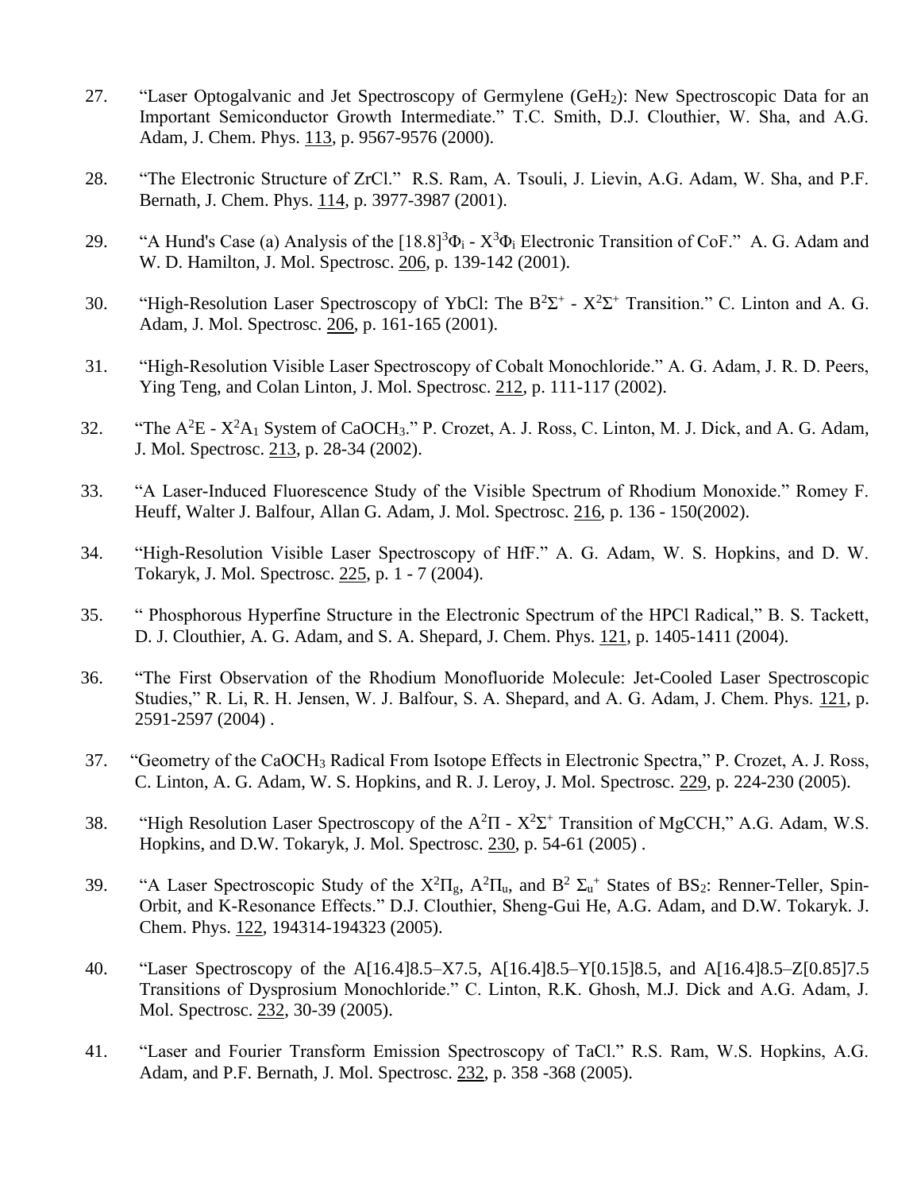27. "Laser Optogalvanic and Jet Spectroscopy of Germylene ($GeH_2$): New Spectroscopic Data for an Important Semiconductor Growth Intermediate." T.C. Smith, D.J. Clouthier, W. Sha, and A.G. Adam, J. Chem. Phys. 113, p. 9567-9576 (2000).

28. "The Electronic Structure of ZrCl." R.S. Ram, A. Tsouli, J. Lievin, A.G. Adam, W. Sha, and P.F. Bernath, J. Chem. Phys. 114, p. 3977-3987 (2001).

29. "A Hund's Case (a) Analysis of the $[18.8]^3\Phi_i$ - $X^3\Phi_i$ Electronic Transition of CoF." A. G. Adam and W. D. Hamilton, J. Mol. Spectrosc. 206, p. 139-142 (2001).

30. "High-Resolution Laser Spectroscopy of YbCl: The $B^2\Sigma^+$ - $X^2\Sigma^+$ Transition." C. Linton and A. G. Adam, J. Mol. Spectrosc. 206, p. 161-165 (2001).

31. "High-Resolution Visible Laser Spectroscopy of Cobalt Monochloride." A. G. Adam, J. R. D. Peers, Ying Teng, and Colan Linton, J. Mol. Spectrosc. 212, p. 111-117 (2002).

32. "The $A^2E$ - $X^2A_1$ System of $CaOCH_3$." P. Crozet, A. J. Ross, C. Linton, M. J. Dick, and A. G. Adam, J. Mol. Spectrosc. 213, p. 28-34 (2002).

33. "A Laser-Induced Fluorescence Study of the Visible Spectrum of Rhodium Monoxide." Romey F. Heuff, Walter J. Balfour, Allan G. Adam, J. Mol. Spectrosc. 216, p. 136 - 150(2002).

34. "High-Resolution Visible Laser Spectroscopy of HfF." A. G. Adam, W. S. Hopkins, and D. W. Tokaryk, J. Mol. Spectrosc. 225, p. 1 - 7 (2004).

35. " Phosphorous Hyperfine Structure in the Electronic Spectrum of the HPCl Radical," B. S. Tackett, D. J. Clouthier, A. G. Adam, and S. A. Shepard, J. Chem. Phys. 121, p. 1405-1411 (2004).

36. "The First Observation of the Rhodium Monofluoride Molecule: Jet-Cooled Laser Spectroscopic Studies," R. Li, R. H. Jensen, W. J. Balfour, S. A. Shepard, and A. G. Adam, J. Chem. Phys. 121, p. 2591-2597 (2004) .

37. "Geometry of the $CaOCH_3$ Radical From Isotope Effects in Electronic Spectra," P. Crozet, A. J. Ross, C. Linton, A. G. Adam, W. S. Hopkins, and R. J. Leroy, J. Mol. Spectrosc. 229, p. 224-230 (2005).

38. "High Resolution Laser Spectroscopy of the $A^2\Pi$ - $X^2\Sigma^+$ Transition of MgCCH," A.G. Adam, W.S. Hopkins, and D.W. Tokaryk, J. Mol. Spectrosc. 230, p. 54-61 (2005) .

39. "A Laser Spectroscopic Study of the $X^2\Pi_g$, $A^2\Pi_u$, and $B^2\ \Sigma_u^+$ States of $BS_2$: Renner-Teller, Spin-Orbit, and K-Resonance Effects." D.J. Clouthier, Sheng-Gui He, A.G. Adam, and D.W. Tokaryk. J. Chem. Phys. 122, 194314-194323 (2005).

40. "Laser Spectroscopy of the A[16.4]8.5–X7.5, A[16.4]8.5–Y[0.15]8.5, and A[16.4]8.5–Z[0.85]7.5 Transitions of Dysprosium Monochloride." C. Linton, R.K. Ghosh, M.J. Dick and A.G. Adam, J. Mol. Spectrosc. 232, 30-39 (2005).

41. "Laser and Fourier Transform Emission Spectroscopy of TaCl." R.S. Ram, W.S. Hopkins, A.G. Adam, and P.F. Bernath, J. Mol. Spectrosc. 232, p. 358 -368 (2005).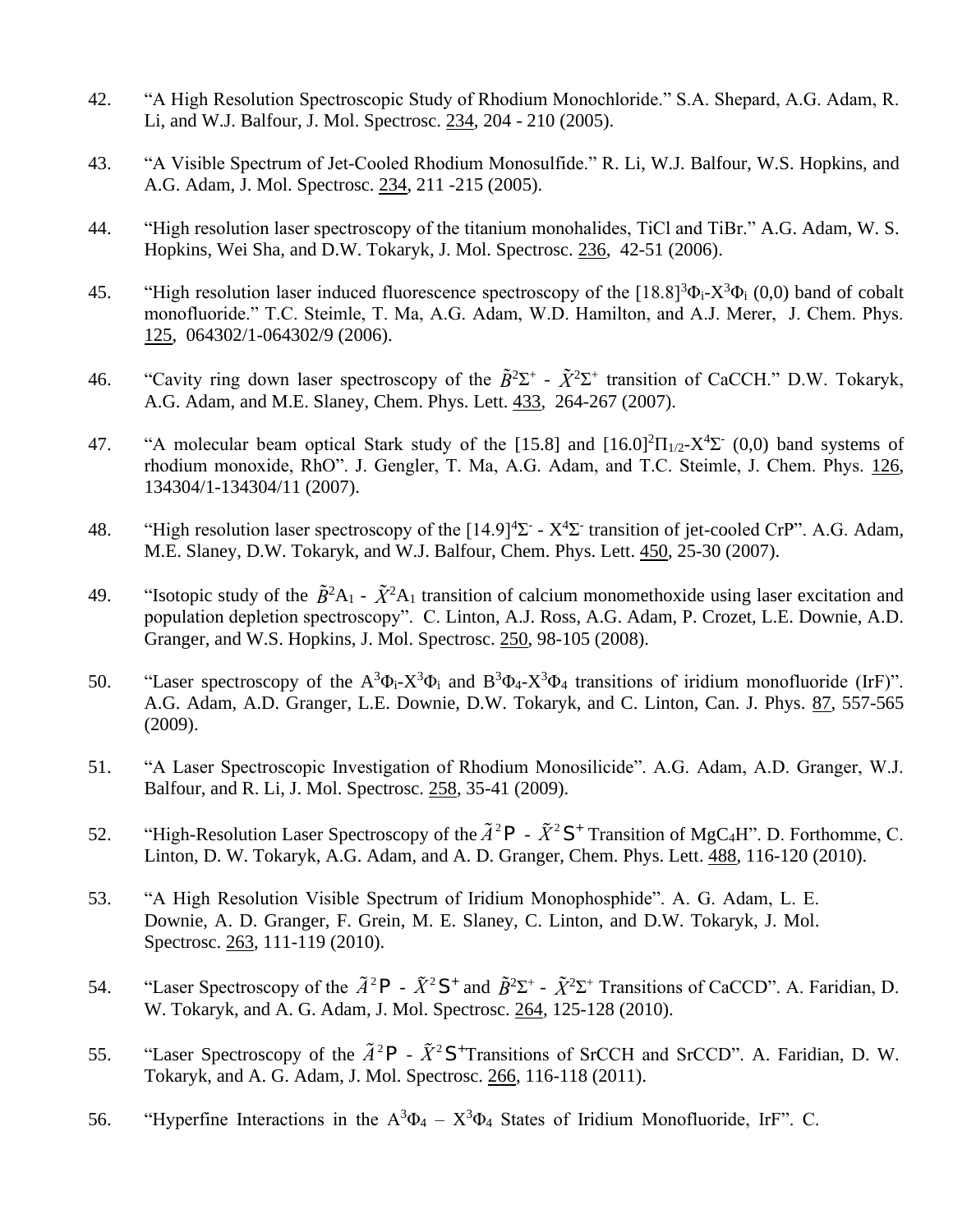42. "A High Resolution Spectroscopic Study of Rhodium Monochloride." S.A. Shepard, A.G. Adam, R. Li, and W.J. Balfour, J. Mol. Spectrosc. 234, 204 - 210 (2005).

43. "A Visible Spectrum of Jet-Cooled Rhodium Monosulfide." R. Li, W.J. Balfour, W.S. Hopkins, and A.G. Adam, J. Mol. Spectrosc. 234, 211 -215 (2005).

44. "High resolution laser spectroscopy of the titanium monohalides, TiCl and TiBr." A.G. Adam, W. S. Hopkins, Wei Sha, and D.W. Tokaryk, J. Mol. Spectrosc. 236, 42-51 (2006).

45. "High resolution laser induced fluorescence spectroscopy of the $[18.8]^3\Phi_i$-$X^3\Phi_i$ (0,0) band of cobalt monofluoride." T.C. Steimle, T. Ma, A.G. Adam, W.D. Hamilton, and A.J. Merer, J. Chem. Phys. 125, 064302/1-064302/9 (2006).

46. "Cavity ring down laser spectroscopy of the $\tilde{B}^2\Sigma^+$ - $\tilde{X}^2\Sigma^+$ transition of CaCCH." D.W. Tokaryk, A.G. Adam, and M.E. Slaney, Chem. Phys. Lett. 433, 264-267 (2007).

47. "A molecular beam optical Stark study of the [15.8] and $[16.0]^2\Pi_{1/2}$-$X^4\Sigma^-$ (0,0) band systems of rhodium monoxide, RhO". J. Gengler, T. Ma, A.G. Adam, and T.C. Steimle, J. Chem. Phys. 126, 134304/1-134304/11 (2007).

48. "High resolution laser spectroscopy of the $[14.9]^4\Sigma^-$ - $X^4\Sigma^-$ transition of jet-cooled CrP". A.G. Adam, M.E. Slaney, D.W. Tokaryk, and W.J. Balfour, Chem. Phys. Lett. 450, 25-30 (2007).

49. "Isotopic study of the $\tilde{B}^2A_1$ - $\tilde{X}^2A_1$ transition of calcium monomethoxide using laser excitation and population depletion spectroscopy". C. Linton, A.J. Ross, A.G. Adam, P. Crozet, L.E. Downie, A.D. Granger, and W.S. Hopkins, J. Mol. Spectrosc. 250, 98-105 (2008).

50. "Laser spectroscopy of the $A^3\Phi_i$-$X^3\Phi_i$ and $B^3\Phi_4$-$X^3\Phi_4$ transitions of iridium monofluoride (IrF)". A.G. Adam, A.D. Granger, L.E. Downie, D.W. Tokaryk, and C. Linton, Can. J. Phys. 87, 557-565 (2009).

51. "A Laser Spectroscopic Investigation of Rhodium Monosilicide". A.G. Adam, A.D. Granger, W.J. Balfour, and R. Li, J. Mol. Spectrosc. 258, 35-41 (2009).

52. "High-Resolution Laser Spectroscopy of the $\tilde{A}^2\Pi$ - $\tilde{X}^2\Sigma^+$ Transition of $MgC_4H$". D. Forthomme, C. Linton, D. W. Tokaryk, A.G. Adam, and A. D. Granger, Chem. Phys. Lett. 488, 116-120 (2010).

53. "A High Resolution Visible Spectrum of Iridium Monophosphide". A. G. Adam, L. E. Downie, A. D. Granger, F. Grein, M. E. Slaney, C. Linton, and D.W. Tokaryk, J. Mol. Spectrosc. 263, 111-119 (2010).

54. "Laser Spectroscopy of the $\tilde{A}^2\Pi$ - $\tilde{X}^2\Sigma^+$ and $\tilde{B}^2\Sigma^+$ - $\tilde{X}^2\Sigma^+$ Transitions of CaCCD". A. Faridian, D. W. Tokaryk, and A. G. Adam, J. Mol. Spectrosc. 264, 125-128 (2010).

55. "Laser Spectroscopy of the $\tilde{A}^2\Pi$ - $\tilde{X}^2\Sigma^+$Transitions of SrCCH and SrCCD". A. Faridian, D. W. Tokaryk, and A. G. Adam, J. Mol. Spectrosc. 266, 116-118 (2011).

56. "Hyperfine Interactions in the $A^3\Phi_4$ – $X^3\Phi_4$ States of Iridium Monofluoride, IrF". C.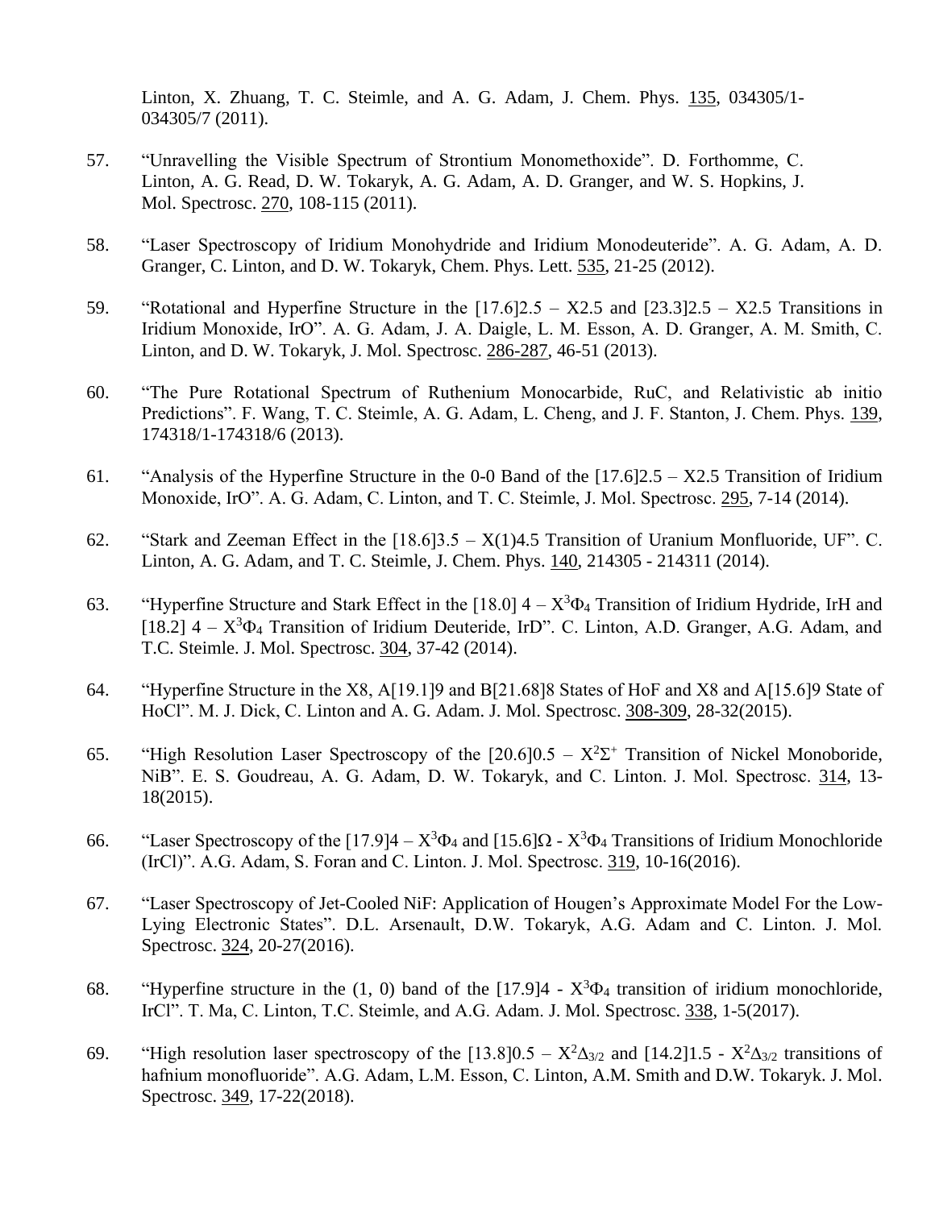Linton, X. Zhuang, T. C. Steimle, and A. G. Adam, J. Chem. Phys. 135, 034305/1-034305/7 (2011).

57. “Unravelling the Visible Spectrum of Strontium Monomethoxide”. D. Forthomme, C. Linton, A. G. Read, D. W. Tokaryk, A. G. Adam, A. D. Granger, and W. S. Hopkins, J. Mol. Spectrosc. 270, 108-115 (2011).

58. “Laser Spectroscopy of Iridium Monohydride and Iridium Monodeuteride”. A. G. Adam, A. D. Granger, C. Linton, and D. W. Tokaryk, Chem. Phys. Lett. 535, 21-25 (2012).

59. “Rotational and Hyperfine Structure in the [17.6]2.5 – X2.5 and [23.3]2.5 – X2.5 Transitions in Iridium Monoxide, IrO”. A. G. Adam, J. A. Daigle, L. M. Esson, A. D. Granger, A. M. Smith, C. Linton, and D. W. Tokaryk, J. Mol. Spectrosc. 286-287, 46-51 (2013).

60. “The Pure Rotational Spectrum of Ruthenium Monocarbide, RuC, and Relativistic ab initio Predictions”. F. Wang, T. C. Steimle, A. G. Adam, L. Cheng, and J. F. Stanton, J. Chem. Phys. 139, 174318/1-174318/6 (2013).

61. “Analysis of the Hyperfine Structure in the 0-0 Band of the [17.6]2.5 – X2.5 Transition of Iridium Monoxide, IrO”. A. G. Adam, C. Linton, and T. C. Steimle, J. Mol. Spectrosc. 295, 7-14 (2014).

62. “Stark and Zeeman Effect in the [18.6]3.5 – X(1)4.5 Transition of Uranium Monfluoride, UF”. C. Linton, A. G. Adam, and T. C. Steimle, J. Chem. Phys. 140, 214305 - 214311 (2014).

63. “Hyperfine Structure and Stark Effect in the [18.0] 4 – $X^3\Phi_4$ Transition of Iridium Hydride, IrH and [18.2] 4 – $X^3\Phi_4$ Transition of Iridium Deuteride, IrD”. C. Linton, A.D. Granger, A.G. Adam, and T.C. Steimle. J. Mol. Spectrosc. 304, 37-42 (2014).

64. “Hyperfine Structure in the X8, A[19.1]9 and B[21.68]8 States of HoF and X8 and A[15.6]9 State of HoCl”. M. J. Dick, C. Linton and A. G. Adam. J. Mol. Spectrosc. 308-309, 28-32(2015).

65. “High Resolution Laser Spectroscopy of the [20.6]0.5 – $X^2\Sigma^+$ Transition of Nickel Monoboride, NiB”. E. S. Goudreau, A. G. Adam, D. W. Tokaryk, and C. Linton. J. Mol. Spectrosc. 314, 13-18(2015).

66. “Laser Spectroscopy of the [17.9]4 – $X^3\Phi_4$ and [15.6]Ω - $X^3\Phi_4$ Transitions of Iridium Monochloride (IrCl)”. A.G. Adam, S. Foran and C. Linton. J. Mol. Spectrosc. 319, 10-16(2016).

67. “Laser Spectroscopy of Jet-Cooled NiF: Application of Hougen’s Approximate Model For the Low-Lying Electronic States”. D.L. Arsenault, D.W. Tokaryk, A.G. Adam and C. Linton. J. Mol. Spectrosc. 324, 20-27(2016).

68. “Hyperfine structure in the (1, 0) band of the [17.9]4 - $X^3\Phi_4$ transition of iridium monochloride, IrCl”. T. Ma, C. Linton, T.C. Steimle, and A.G. Adam. J. Mol. Spectrosc. 338, 1-5(2017).

69. “High resolution laser spectroscopy of the [13.8]0.5 – $X^2\Delta_{3/2}$ and [14.2]1.5 - $X^2\Delta_{3/2}$ transitions of hafnium monofluoride”. A.G. Adam, L.M. Esson, C. Linton, A.M. Smith and D.W. Tokaryk. J. Mol. Spectrosc. 349, 17-22(2018).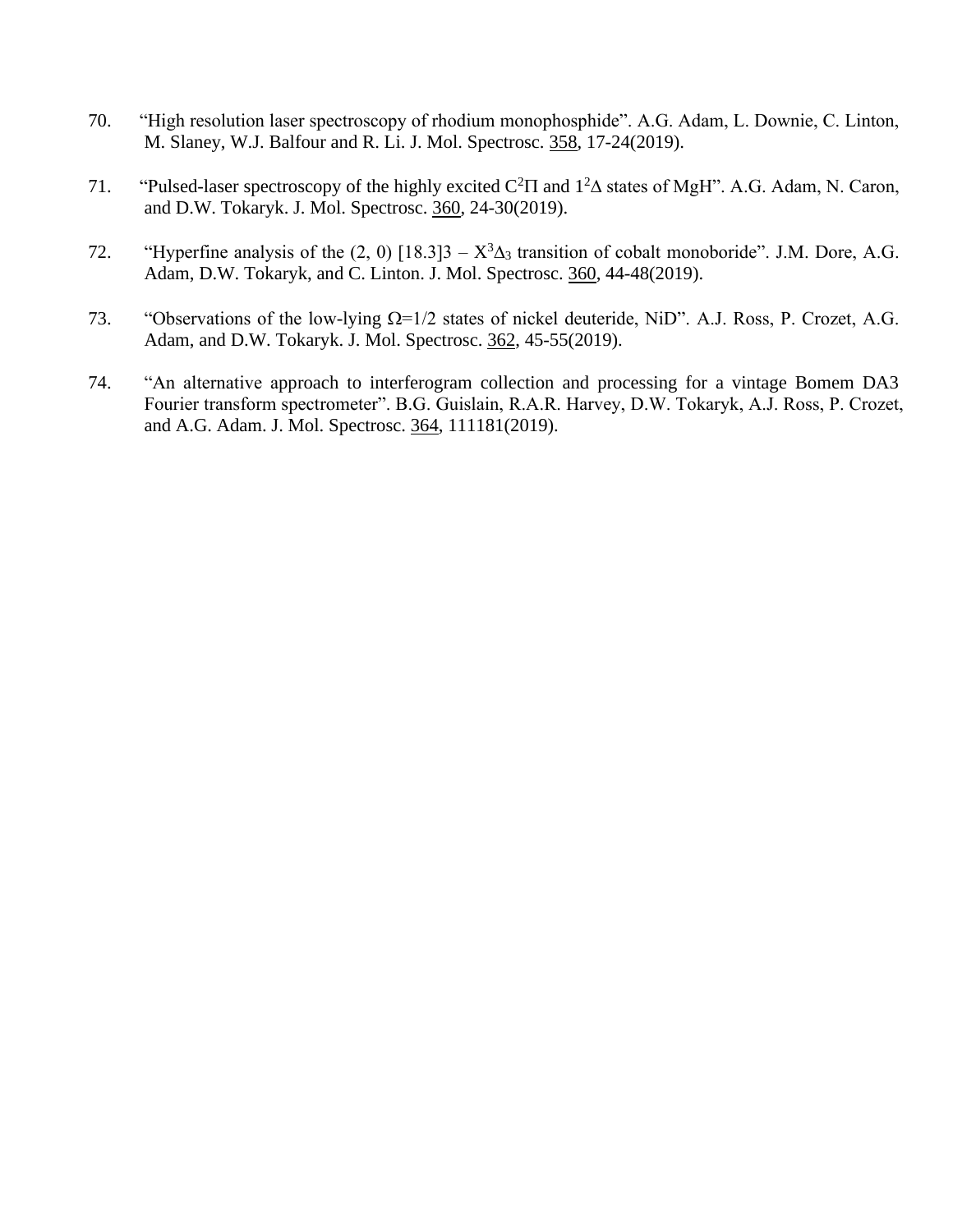70. “High resolution laser spectroscopy of rhodium monophosphide”. A.G. Adam, L. Downie, C. Linton, M. Slaney, W.J. Balfour and R. Li. J. Mol. Spectrosc. 358, 17-24(2019).

71. “Pulsed-laser spectroscopy of the highly excited $C^2\Pi$ and $1^2\Delta$ states of MgH”. A.G. Adam, N. Caron, and D.W. Tokaryk. J. Mol. Spectrosc. 360, 24-30(2019).

72. “Hyperfine analysis of the (2, 0) [18.3]3 – $X^3\Delta_3$ transition of cobalt monoboride”. J.M. Dore, A.G. Adam, D.W. Tokaryk, and C. Linton. J. Mol. Spectrosc. 360, 44-48(2019).

73. “Observations of the low-lying $\Omega$=1/2 states of nickel deuteride, NiD”. A.J. Ross, P. Crozet, A.G. Adam, and D.W. Tokaryk. J. Mol. Spectrosc. 362, 45-55(2019).

74. “An alternative approach to interferogram collection and processing for a vintage Bomem DA3 Fourier transform spectrometer”. B.G. Guislain, R.A.R. Harvey, D.W. Tokaryk, A.J. Ross, P. Crozet, and A.G. Adam. J. Mol. Spectrosc. 364, 111181(2019).